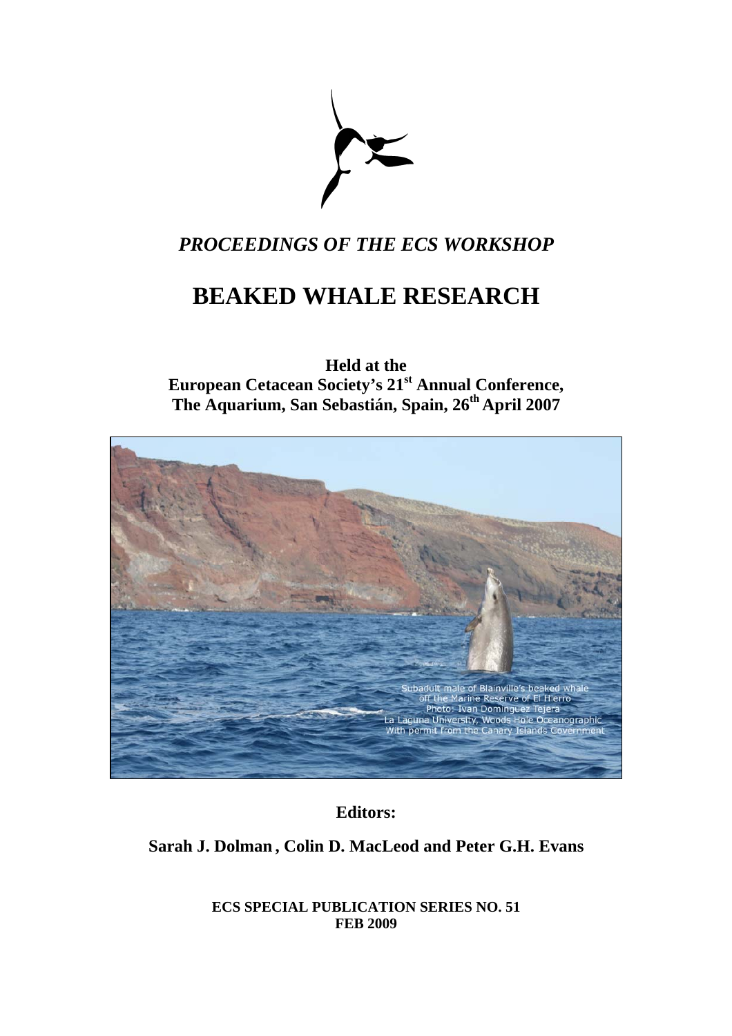*PROCEEDINGS OF THE ECS WORKSHOP*

# BEAKED WHALE RESEARCH

**Held at the**
**European Cetacean Society's 21st Annual Conference,**
**The Aquarium, San Sebastián, Spain, 26th April 2007**

Subadult male of Blainville's beaked whale off the Marine Reserve of El Hierro
Photo: Ivan Domínguez Tejera
La Laguna University, Woods Hole Oceanographic
With permit from the Canary Islands Government

**Editors:**

**Sarah J. Dolman, Colin D. MacLeod and Peter G.H. Evans**

**ECS SPECIAL PUBLICATION SERIES NO. 51**
**FEB 2009**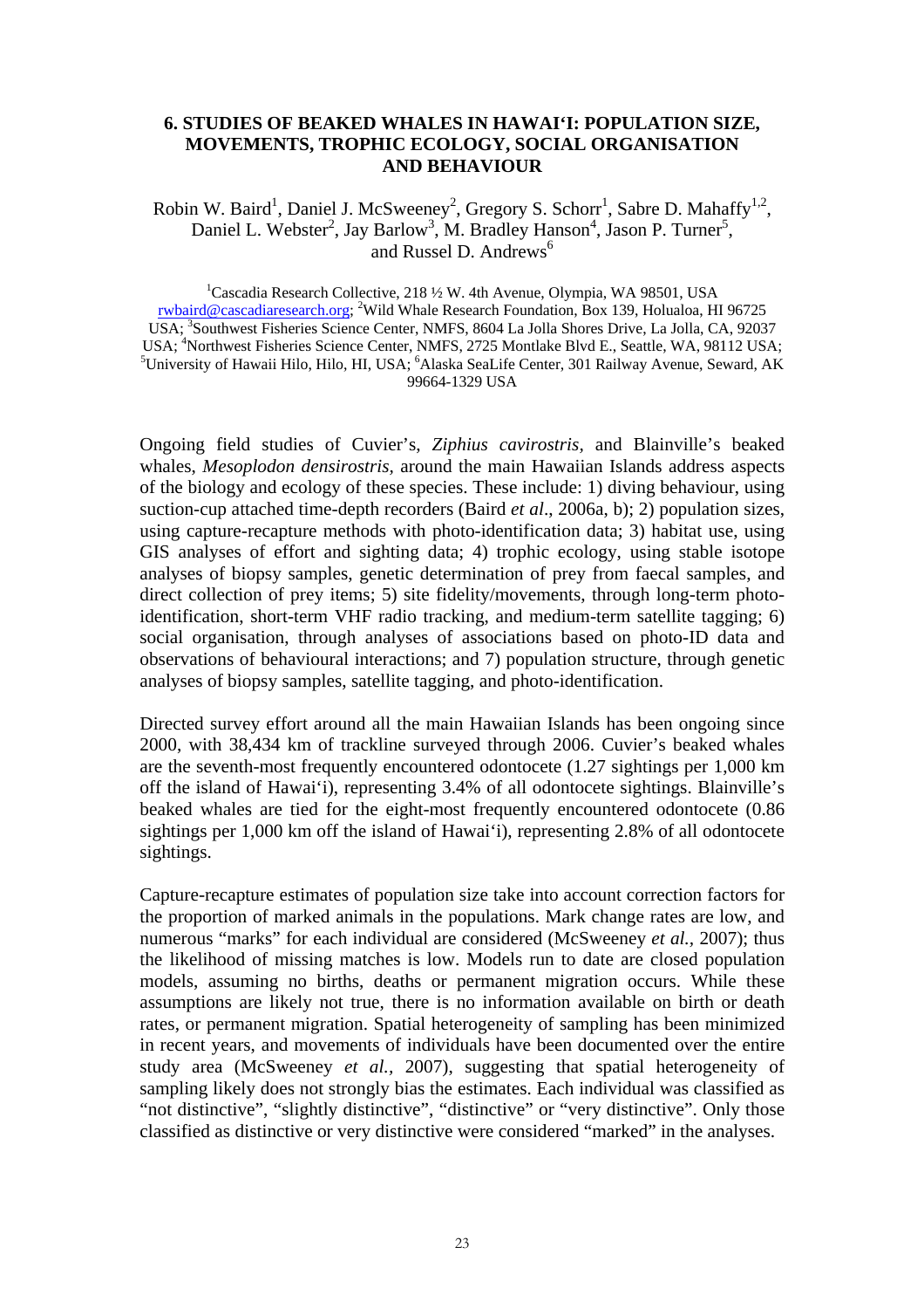## 6. STUDIES OF BEAKED WHALES IN HAWAI'I: POPULATION SIZE, MOVEMENTS, TROPHIC ECOLOGY, SOCIAL ORGANISATION AND BEHAVIOUR

Robin W. Baird[1], Daniel J. McSweeney[2], Gregory S. Schorr[1], Sabre D. Mahaffy[1,2], Daniel L. Webster[2], Jay Barlow[3], M. Bradley Hanson[4], Jason P. Turner[5], and Russel D. Andrews[6]

[1]Cascadia Research Collective, 218 ½ W. 4th Avenue, Olympia, WA 98501, USA rwbaird@cascadiaresearch.org; [2]Wild Whale Research Foundation, Box 139, Holualoa, HI 96725 USA; [3]Southwest Fisheries Science Center, NMFS, 8604 La Jolla Shores Drive, La Jolla, CA, 92037 USA; [4]Northwest Fisheries Science Center, NMFS, 2725 Montlake Blvd E., Seattle, WA, 98112 USA; [5]University of Hawaii Hilo, Hilo, HI, USA; [6]Alaska SeaLife Center, 301 Railway Avenue, Seward, AK 99664-1329 USA

Ongoing field studies of Cuvier's, *Ziphius cavirostris*, and Blainville's beaked whales, *Mesoplodon densirostris*, around the main Hawaiian Islands address aspects of the biology and ecology of these species. These include: 1) diving behaviour, using suction-cup attached time-depth recorders (Baird *et al*., 2006a, b); 2) population sizes, using capture-recapture methods with photo-identification data; 3) habitat use, using GIS analyses of effort and sighting data; 4) trophic ecology, using stable isotope analyses of biopsy samples, genetic determination of prey from faecal samples, and direct collection of prey items; 5) site fidelity/movements, through long-term photo-identification, short-term VHF radio tracking, and medium-term satellite tagging; 6) social organisation, through analyses of associations based on photo-ID data and observations of behavioural interactions; and 7) population structure, through genetic analyses of biopsy samples, satellite tagging, and photo-identification.

Directed survey effort around all the main Hawaiian Islands has been ongoing since 2000, with 38,434 km of trackline surveyed through 2006. Cuvier's beaked whales are the seventh-most frequently encountered odontocete (1.27 sightings per 1,000 km off the island of Hawai'i), representing 3.4% of all odontocete sightings. Blainville's beaked whales are tied for the eight-most frequently encountered odontocete (0.86 sightings per 1,000 km off the island of Hawai'i), representing 2.8% of all odontocete sightings.

Capture-recapture estimates of population size take into account correction factors for the proportion of marked animals in the populations. Mark change rates are low, and numerous "marks" for each individual are considered (McSweeney *et al.,* 2007); thus the likelihood of missing matches is low. Models run to date are closed population models, assuming no births, deaths or permanent migration occurs. While these assumptions are likely not true, there is no information available on birth or death rates, or permanent migration. Spatial heterogeneity of sampling has been minimized in recent years, and movements of individuals have been documented over the entire study area (McSweeney *et al.,* 2007), suggesting that spatial heterogeneity of sampling likely does not strongly bias the estimates. Each individual was classified as "not distinctive", "slightly distinctive", "distinctive" or "very distinctive". Only those classified as distinctive or very distinctive were considered "marked" in the analyses.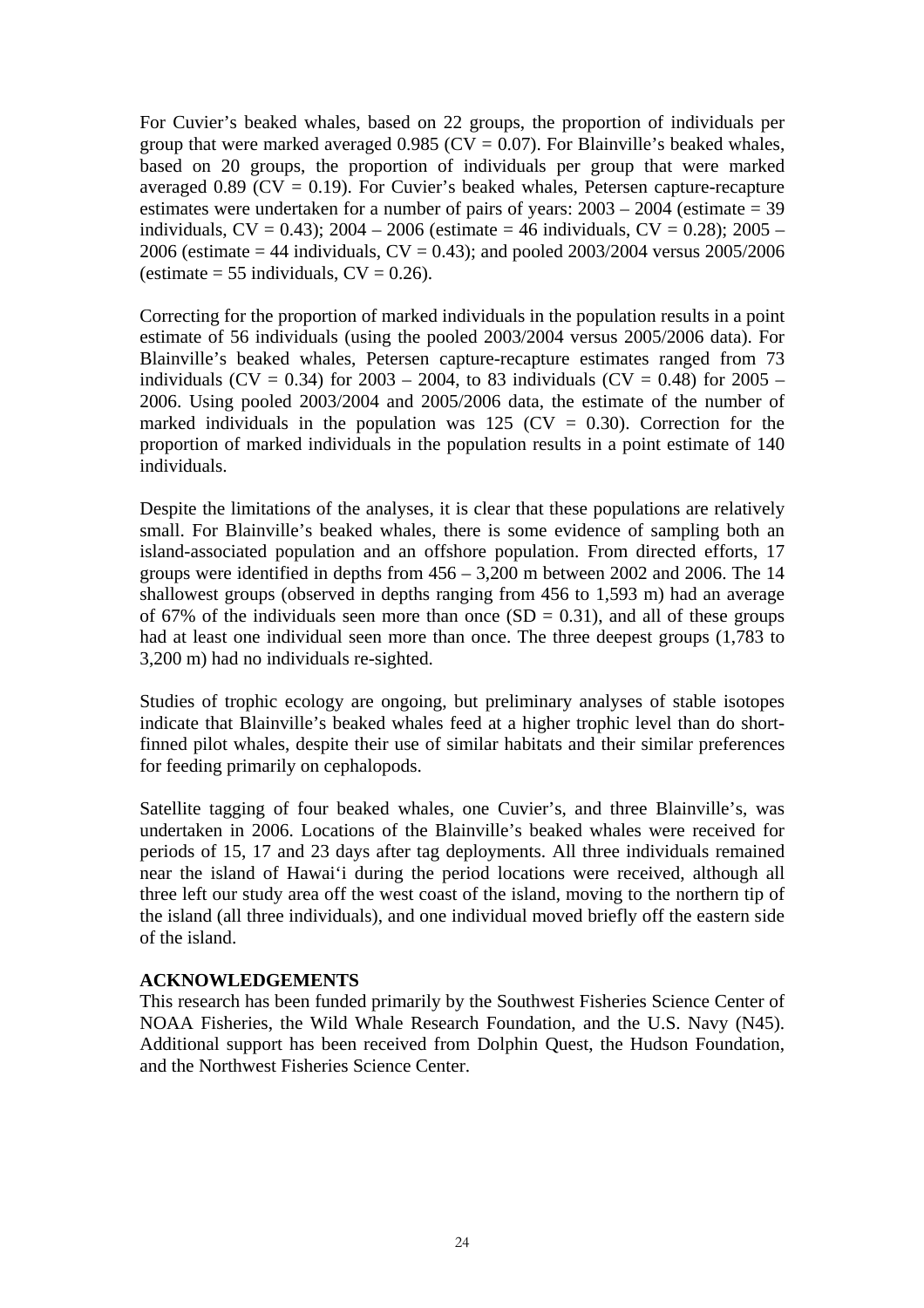For Cuvier's beaked whales, based on 22 groups, the proportion of individuals per group that were marked averaged 0.985 (CV = 0.07). For Blainville's beaked whales, based on 20 groups, the proportion of individuals per group that were marked averaged 0.89 (CV = 0.19). For Cuvier's beaked whales, Petersen capture-recapture estimates were undertaken for a number of pairs of years: 2003 – 2004 (estimate = 39 individuals, CV = 0.43); 2004 – 2006 (estimate = 46 individuals, CV = 0.28); 2005 – 2006 (estimate = 44 individuals, CV = 0.43); and pooled 2003/2004 versus 2005/2006 (estimate = 55 individuals, CV = 0.26).

Correcting for the proportion of marked individuals in the population results in a point estimate of 56 individuals (using the pooled 2003/2004 versus 2005/2006 data). For Blainville's beaked whales, Petersen capture-recapture estimates ranged from 73 individuals (CV = 0.34) for 2003 – 2004, to 83 individuals (CV = 0.48) for 2005 – 2006. Using pooled 2003/2004 and 2005/2006 data, the estimate of the number of marked individuals in the population was 125 (CV = 0.30). Correction for the proportion of marked individuals in the population results in a point estimate of 140 individuals.

Despite the limitations of the analyses, it is clear that these populations are relatively small. For Blainville's beaked whales, there is some evidence of sampling both an island-associated population and an offshore population. From directed efforts, 17 groups were identified in depths from 456 – 3,200 m between 2002 and 2006. The 14 shallowest groups (observed in depths ranging from 456 to 1,593 m) had an average of 67% of the individuals seen more than once (SD = 0.31), and all of these groups had at least one individual seen more than once. The three deepest groups (1,783 to 3,200 m) had no individuals re-sighted.

Studies of trophic ecology are ongoing, but preliminary analyses of stable isotopes indicate that Blainville's beaked whales feed at a higher trophic level than do short-finned pilot whales, despite their use of similar habitats and their similar preferences for feeding primarily on cephalopods.

Satellite tagging of four beaked whales, one Cuvier's, and three Blainville's, was undertaken in 2006. Locations of the Blainville's beaked whales were received for periods of 15, 17 and 23 days after tag deployments. All three individuals remained near the island of Hawai'i during the period locations were received, although all three left our study area off the west coast of the island, moving to the northern tip of the island (all three individuals), and one individual moved briefly off the eastern side of the island.

**ACKNOWLEDGEMENTS**

This research has been funded primarily by the Southwest Fisheries Science Center of NOAA Fisheries, the Wild Whale Research Foundation, and the U.S. Navy (N45). Additional support has been received from Dolphin Quest, the Hudson Foundation, and the Northwest Fisheries Science Center.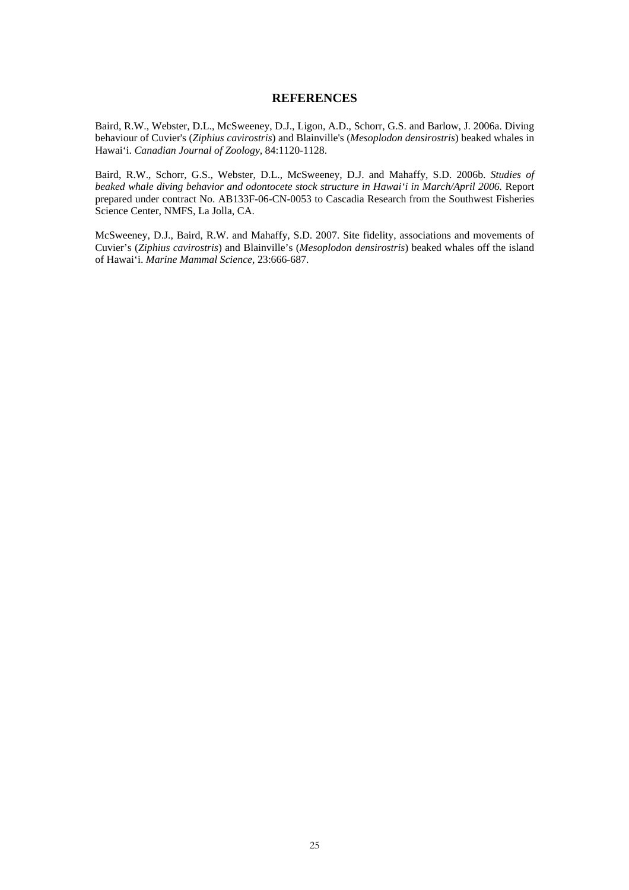## REFERENCES

Baird, R.W., Webster, D.L., McSweeney, D.J., Ligon, A.D., Schorr, G.S. and Barlow, J. 2006a. Diving behaviour of Cuvier's (*Ziphius cavirostris*) and Blainville's (*Mesoplodon densirostris*) beaked whales in Hawai'i. *Canadian Journal of Zoology*, 84:1120-1128.

Baird, R.W., Schorr, G.S., Webster, D.L., McSweeney, D.J. and Mahaffy, S.D. 2006b. *Studies of beaked whale diving behavior and odontocete stock structure in Hawai'i in March/April 2006.* Report prepared under contract No. AB133F-06-CN-0053 to Cascadia Research from the Southwest Fisheries Science Center, NMFS, La Jolla, CA.

McSweeney, D.J., Baird, R.W. and Mahaffy, S.D. 2007. Site fidelity, associations and movements of Cuvier's (*Ziphius cavirostris*) and Blainville's (*Mesoplodon densirostris*) beaked whales off the island of Hawai'i. *Marine Mammal Science*, 23:666-687.